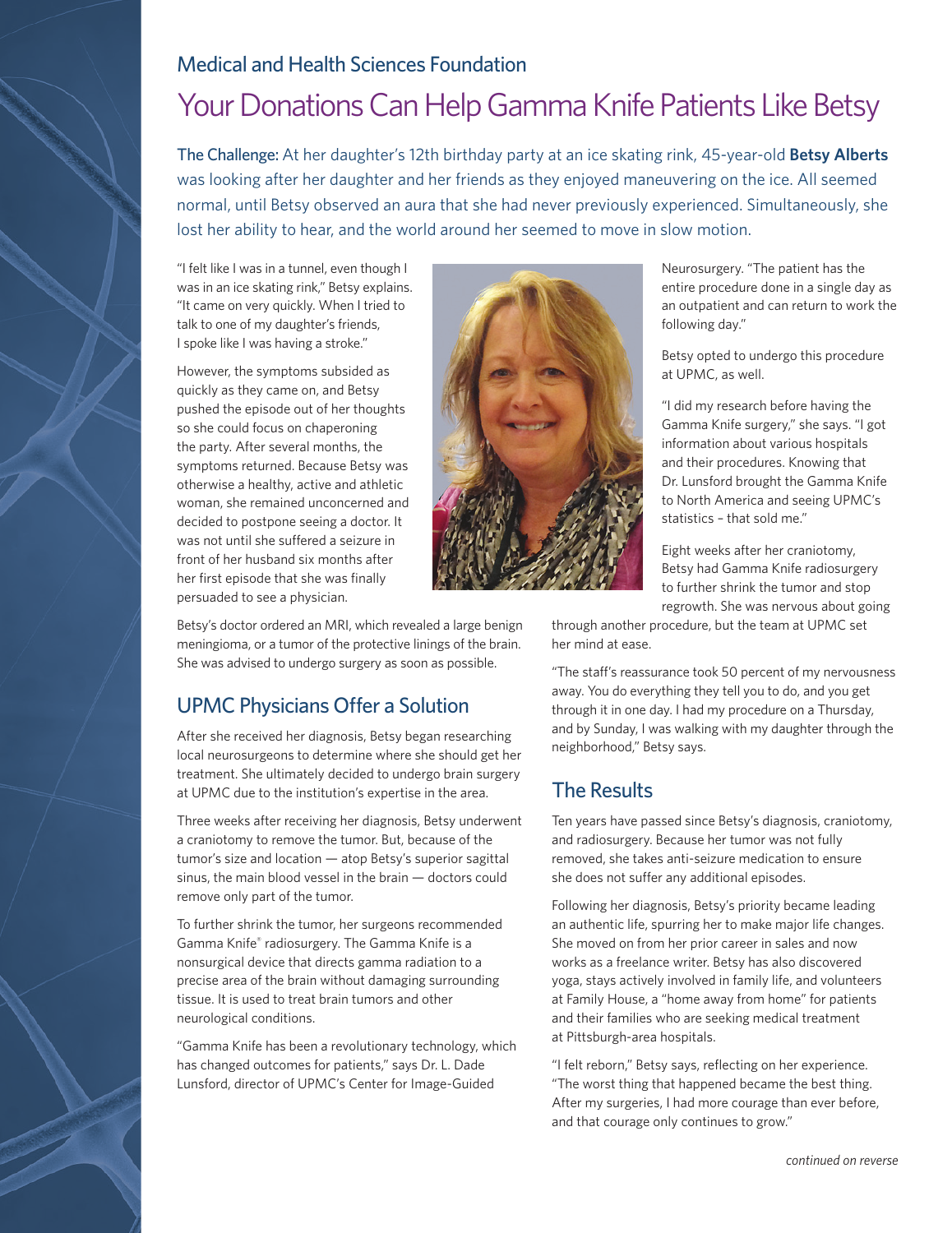## Medical and Health Sciences Foundation

# Your Donations Can Help Gamma Knife Patients Like Betsy

The Challenge: At her daughter's 12th birthday party at an ice skating rink, 45-year-old **Betsy Alberts** was looking after her daughter and her friends as they enjoyed maneuvering on the ice. All seemed normal, until Betsy observed an aura that she had never previously experienced. Simultaneously, she lost her ability to hear, and the world around her seemed to move in slow motion.

"I felt like I was in a tunnel, even though I was in an ice skating rink," Betsy explains. "It came on very quickly. When I tried to talk to one of my daughter's friends, I spoke like I was having a stroke."

However, the symptoms subsided as quickly as they came on, and Betsy pushed the episode out of her thoughts so she could focus on chaperoning the party. After several months, the symptoms returned. Because Betsy was otherwise a healthy, active and athletic woman, she remained unconcerned and decided to postpone seeing a doctor. It was not until she suffered a seizure in front of her husband six months after her first episode that she was finally persuaded to see a physician.

Betsy's doctor ordered an MRI, which revealed a large benign meningioma, or a tumor of the protective linings of the brain. She was advised to undergo surgery as soon as possible.

## UPMC Physicians Offer a Solution

After she received her diagnosis, Betsy began researching local neurosurgeons to determine where she should get her treatment. She ultimately decided to undergo brain surgery at UPMC due to the institution's expertise in the area.

Three weeks after receiving her diagnosis, Betsy underwent a craniotomy to remove the tumor. But, because of the tumor's size and location — atop Betsy's superior sagittal sinus, the main blood vessel in the brain — doctors could remove only part of the tumor.

To further shrink the tumor, her surgeons recommended Gamma Knife® radiosurgery. The Gamma Knife is a nonsurgical device that directs gamma radiation to a precise area of the brain without damaging surrounding tissue. It is used to treat brain tumors and other neurological conditions.

"Gamma Knife has been a revolutionary technology, which has changed outcomes for patients," says Dr. L. Dade Lunsford, director of UPMC's Center for Image-Guided Neurosurgery. "The patient has the entire procedure done in a single day as an outpatient and can return to work the following day."

Betsy opted to undergo this procedure at UPMC, as well.

"I did my research before having the Gamma Knife surgery," she says. "I got information about various hospitals and their procedures. Knowing that Dr. Lunsford brought the Gamma Knife to North America and seeing UPMC's statistics – that sold me."

Eight weeks after her craniotomy, Betsy had Gamma Knife radiosurgery to further shrink the tumor and stop regrowth. She was nervous about going through another procedure, but the team at UPMC set her mind at ease.

"The staff's reassurance took 50 percent of my nervousness away. You do everything they tell you to do, and you get through it in one day. I had my procedure on a Thursday, and by Sunday, I was walking with my daughter through the neighborhood," Betsy says.

## The Results

Ten years have passed since Betsy's diagnosis, craniotomy, and radiosurgery. Because her tumor was not fully removed, she takes anti-seizure medication to ensure she does not suffer any additional episodes.

Following her diagnosis, Betsy's priority became leading an authentic life, spurring her to make major life changes. She moved on from her prior career in sales and now works as a freelance writer. Betsy has also discovered yoga, stays actively involved in family life, and volunteers at Family House, a "home away from home" for patients and their families who are seeking medical treatment at Pittsburgh-area hospitals.

"I felt reborn," Betsy says, reflecting on her experience. "The worst thing that happened became the best thing. After my surgeries, I had more courage than ever before, and that courage only continues to grow."

*continued on reverse*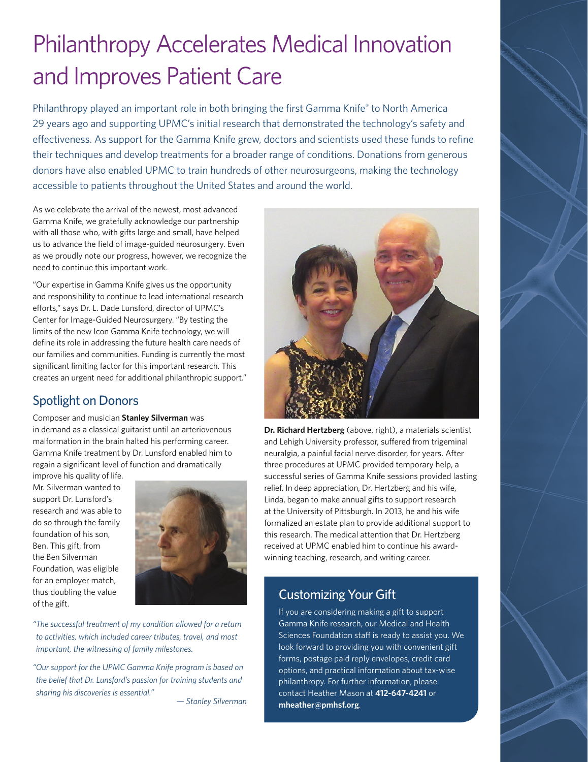# Philanthropy Accelerates Medical Innovation and Improves Patient Care

Philanthropy played an important role in both bringing the first Gamma Knife® to North America 29 years ago and supporting UPMC's initial research that demonstrated the technology's safety and effectiveness. As support for the Gamma Knife grew, doctors and scientists used these funds to refine their techniques and develop treatments for a broader range of conditions. Donations from generous donors have also enabled UPMC to train hundreds of other neurosurgeons, making the technology accessible to patients throughout the United States and around the world.

As we celebrate the arrival of the newest, most advanced Gamma Knife, we gratefully acknowledge our partnership with all those who, with gifts large and small, have helped us to advance the field of image-guided neurosurgery. Even as we proudly note our progress, however, we recognize the need to continue this important work.

"Our expertise in Gamma Knife gives us the opportunity and responsibility to continue to lead international research efforts," says Dr. L. Dade Lunsford, director of UPMC's Center for Image-Guided Neurosurgery. "By testing the limits of the new Icon Gamma Knife technology, we will define its role in addressing the future health care needs of our families and communities. Funding is currently the most significant limiting factor for this important research. This creates an urgent need for additional philanthropic support."

## Spotlight on Donors

Composer and musician **Stanley Silverman** was in demand as a classical guitarist until an arteriovenous malformation in the brain halted his performing career. Gamma Knife treatment by Dr. Lunsford enabled him to regain a significant level of function and dramatically improve his quality of life. Mr. Silverman wanted to support Dr. Lunsford's research and was able to do so through the family foundation of his son, Ben. This gift, from the Ben Silverman Foundation, was eligible for an employer match, thus doubling the value of the gift.

*"The successful treatment of my condition allowed for a return to activities, which included career tributes, travel, and most important, the witnessing of family milestones.*

*"Our support for the UPMC Gamma Knife program is based on the belief that Dr. Lunsford's passion for training students and sharing his discoveries is essential."*

*— Stanley Silverman*

**Dr. Richard Hertzberg** (above, right), a materials scientist and Lehigh University professor, suffered from trigeminal neuralgia, a painful facial nerve disorder, for years. After three procedures at UPMC provided temporary help, a successful series of Gamma Knife sessions provided lasting relief. In deep appreciation, Dr. Hertzberg and his wife, Linda, began to make annual gifts to support research at the University of Pittsburgh. In 2013, he and his wife formalized an estate plan to provide additional support to this research. The medical attention that Dr. Hertzberg received at UPMC enabled him to continue his award-winning teaching, research, and writing career.

## Customizing Your Gift

If you are considering making a gift to support Gamma Knife research, our Medical and Health Sciences Foundation staff is ready to assist you. We look forward to providing you with convenient gift forms, postage paid reply envelopes, credit card options, and practical information about tax-wise philanthropy. For further information, please contact Heather Mason at **412-647-4241** or **mheather@pmhsf.org**.